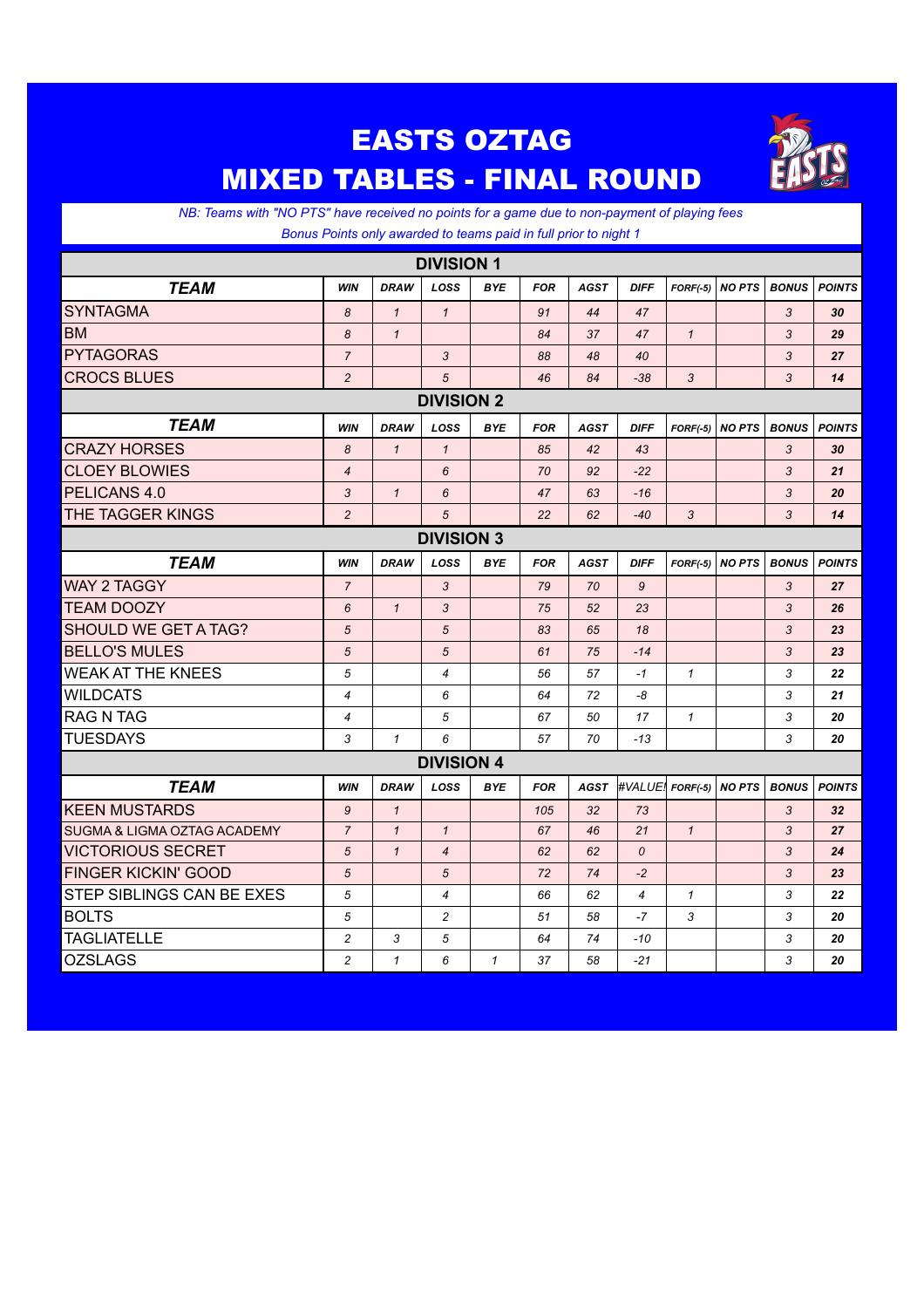# EASTS OZTAG

# MIXED TABLES - FINAL ROUND

*NB: Teams with "NO PTS" have received no points for a game due to non-payment of playing fees*

*Bonus Points only awarded to teams paid in full prior to night 1*

## DIVISION 1

| TEAM | WIN | DRAW | LOSS | BYE | FOR | AGST | DIFF | FORF(-5) | NO PTS | BONUS | POINTS |
|---|---|---|---|---|---|---|---|---|---|---|---|
| SYNTAGMA | 8 | 1 | 1 | | 91 | 44 | 47 | | | 3 | 30 |
| BM | 8 | 1 | | | 84 | 37 | 47 | 1 | | 3 | 29 |
| PYTAGORAS | 7 | | 3 | | 88 | 48 | 40 | | | 3 | 27 |
| CROCS BLUES | 2 | | 5 | | 46 | 84 | -38 | 3 | | 3 | 14 |

## DIVISION 2

| TEAM | WIN | DRAW | LOSS | BYE | FOR | AGST | DIFF | FORF(-5) | NO PTS | BONUS | POINTS |
|---|---|---|---|---|---|---|---|---|---|---|---|
| CRAZY HORSES | 8 | 1 | 1 | | 85 | 42 | 43 | | | 3 | 30 |
| CLOEY BLOWIES | 4 | | 6 | | 70 | 92 | -22 | | | 3 | 21 |
| PELICANS 4.0 | 3 | 1 | 6 | | 47 | 63 | -16 | | | 3 | 20 |
| THE TAGGER KINGS | 2 | | 5 | | 22 | 62 | -40 | 3 | | 3 | 14 |

## DIVISION 3

| TEAM | WIN | DRAW | LOSS | BYE | FOR | AGST | DIFF | FORF(-5) | NO PTS | BONUS | POINTS |
|---|---|---|---|---|---|---|---|---|---|---|---|
| WAY 2 TAGGY | 7 | | 3 | | 79 | 70 | 9 | | | 3 | 27 |
| TEAM DOOZY | 6 | 1 | 3 | | 75 | 52 | 23 | | | 3 | 26 |
| SHOULD WE GET A TAG? | 5 | | 5 | | 83 | 65 | 18 | | | 3 | 23 |
| BELLO'S MULES | 5 | | 5 | | 61 | 75 | -14 | | | 3 | 23 |
| WEAK AT THE KNEES | 5 | | 4 | | 56 | 57 | -1 | 1 | | 3 | 22 |
| WILDCATS | 4 | | 6 | | 64 | 72 | -8 | | | 3 | 21 |
| RAG N TAG | 4 | | 5 | | 67 | 50 | 17 | 1 | | 3 | 20 |
| TUESDAYS | 3 | 1 | 6 | | 57 | 70 | -13 | | | 3 | 20 |

## DIVISION 4

| TEAM | WIN | DRAW | LOSS | BYE | FOR | AGST | #VALUE! | FORF(-5) | NO PTS | BONUS | POINTS |
|---|---|---|---|---|---|---|---|---|---|---|---|
| KEEN MUSTARDS | 9 | 1 | | | 105 | 32 | 73 | | | 3 | 32 |
| SUGMA & LIGMA OZTAG ACADEMY | 7 | 1 | 1 | | 67 | 46 | 21 | 1 | | 3 | 27 |
| VICTORIOUS SECRET | 5 | 1 | 4 | | 62 | 62 | 0 | | | 3 | 24 |
| FINGER KICKIN' GOOD | 5 | | 5 | | 72 | 74 | -2 | | | 3 | 23 |
| STEP SIBLINGS CAN BE EXES | 5 | | 4 | | 66 | 62 | 4 | 1 | | 3 | 22 |
| BOLTS | 5 | | 2 | | 51 | 58 | -7 | 3 | | 3 | 20 |
| TAGLIATELLE | 2 | 3 | 5 | | 64 | 74 | -10 | | | 3 | 20 |
| OZSLAGS | 2 | 1 | 6 | 1 | 37 | 58 | -21 | | | 3 | 20 |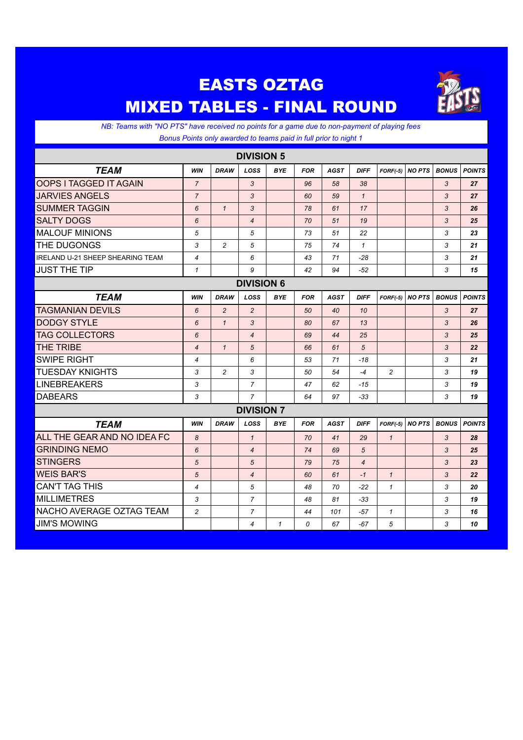# EASTS OZTAG
# MIXED TABLES - FINAL ROUND

*NB: Teams with "NO PTS" have received no points for a game due to non-payment of playing fees*

*Bonus Points only awarded to teams paid in full prior to night 1*

## DIVISION 5

| TEAM | WIN | DRAW | LOSS | BYE | FOR | AGST | DIFF | FORF(-5) | NO PTS | BONUS | POINTS |
|---|---|---|---|---|---|---|---|---|---|---|---|
| OOPS I TAGGED IT AGAIN | 7 | | 3 | | 96 | 58 | 38 | | | 3 | 27 |
| JARVIES ANGELS | 7 | | 3 | | 60 | 59 | 1 | | | 3 | 27 |
| SUMMER TAGGIN | 6 | 1 | 3 | | 78 | 61 | 17 | | | 3 | 26 |
| SALTY DOGS | 6 | | 4 | | 70 | 51 | 19 | | | 3 | 25 |
| MALOUF MINIONS | 5 | | 5 | | 73 | 51 | 22 | | | 3 | 23 |
| THE DUGONGS | 3 | 2 | 5 | | 75 | 74 | 1 | | | 3 | 21 |
| IRELAND U-21 SHEEP SHEARING TEAM | 4 | | 6 | | 43 | 71 | -28 | | | 3 | 21 |
| JUST THE TIP | 1 | | 9 | | 42 | 94 | -52 | | | 3 | 15 |

## DIVISION 6

| TEAM | WIN | DRAW | LOSS | BYE | FOR | AGST | DIFF | FORF(-5) | NO PTS | BONUS | POINTS |
|---|---|---|---|---|---|---|---|---|---|---|---|
| TAGMANIAN DEVILS | 6 | 2 | 2 | | 50 | 40 | 10 | | | 3 | 27 |
| DODGY STYLE | 6 | 1 | 3 | | 80 | 67 | 13 | | | 3 | 26 |
| TAG COLLECTORS | 6 | | 4 | | 69 | 44 | 25 | | | 3 | 25 |
| THE TRIBE | 4 | 1 | 5 | | 66 | 61 | 5 | | | 3 | 22 |
| SWIPE RIGHT | 4 | | 6 | | 53 | 71 | -18 | | | 3 | 21 |
| TUESDAY KNIGHTS | 3 | 2 | 3 | | 50 | 54 | -4 | 2 | | 3 | 19 |
| LINEBREAKERS | 3 | | 7 | | 47 | 62 | -15 | | | 3 | 19 |
| DABEARS | 3 | | 7 | | 64 | 97 | -33 | | | 3 | 19 |

## DIVISION 7

| TEAM | WIN | DRAW | LOSS | BYE | FOR | AGST | DIFF | FORF(-5) | NO PTS | BONUS | POINTS |
|---|---|---|---|---|---|---|---|---|---|---|---|
| ALL THE GEAR AND NO IDEA FC | 8 | | 1 | | 70 | 41 | 29 | 1 | | 3 | 28 |
| GRINDING NEMO | 6 | | 4 | | 74 | 69 | 5 | | | 3 | 25 |
| STINGERS | 5 | | 5 | | 79 | 75 | 4 | | | 3 | 23 |
| WEIS BAR'S | 5 | | 4 | | 60 | 61 | -1 | 1 | | 3 | 22 |
| CAN'T TAG THIS | 4 | | 5 | | 48 | 70 | -22 | 1 | | 3 | 20 |
| MILLIMETRES | 3 | | 7 | | 48 | 81 | -33 | | | 3 | 19 |
| NACHO AVERAGE OZTAG TEAM | 2 | | 7 | | 44 | 101 | -57 | 1 | | 3 | 16 |
| JIM'S MOWING | | | 4 | 1 | 0 | 67 | -67 | 5 | | 3 | 10 |